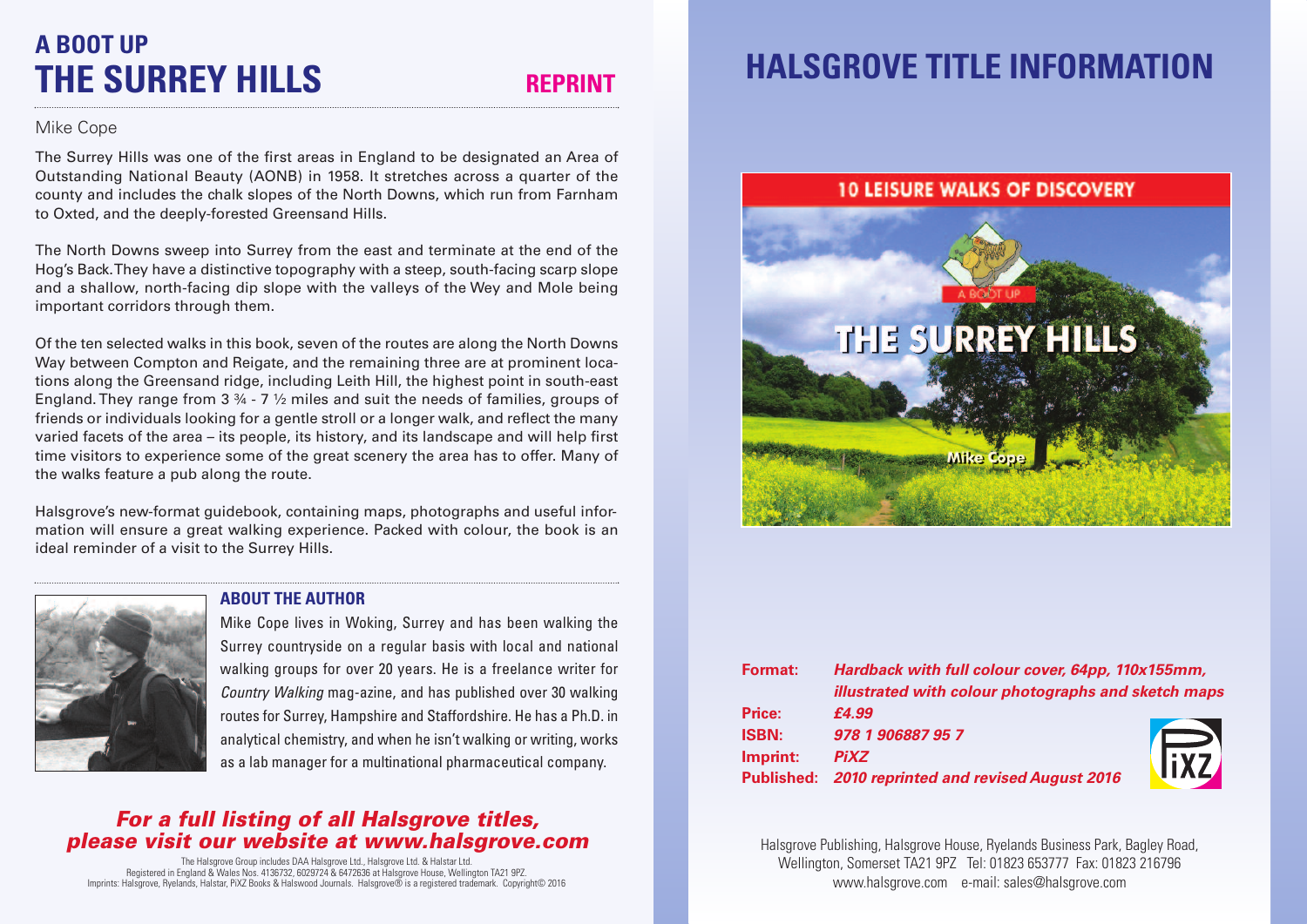# A BOOT UP
# THE SURREY HILLS

**REPRINT**

Mike Cope

The Surrey Hills was one of the first areas in England to be designated an Area of Outstanding National Beauty (AONB) in 1958. It stretches across a quarter of the county and includes the chalk slopes of the North Downs, which run from Farnham to Oxted, and the deeply-forested Greensand Hills.

The North Downs sweep into Surrey from the east and terminate at the end of the Hog's Back. They have a distinctive topography with a steep, south-facing scarp slope and a shallow, north-facing dip slope with the valleys of the Wey and Mole being important corridors through them.

Of the ten selected walks in this book, seven of the routes are along the North Downs Way between Compton and Reigate, and the remaining three are at prominent locations along the Greensand ridge, including Leith Hill, the highest point in south-east England. They range from 3 ¾ - 7 ½ miles and suit the needs of families, groups of friends or individuals looking for a gentle stroll or a longer walk, and reflect the many varied facets of the area – its people, its history, and its landscape and will help first time visitors to experience some of the great scenery the area has to offer. Many of the walks feature a pub along the route.

Halsgrove's new-format guidebook, containing maps, photographs and useful information will ensure a great walking experience. Packed with colour, the book is an ideal reminder of a visit to the Surrey Hills.

## ABOUT THE AUTHOR

Mike Cope lives in Woking, Surrey and has been walking the Surrey countryside on a regular basis with local and national walking groups for over 20 years. He is a freelance writer for *Country Walking* mag-azine, and has published over 30 walking routes for Surrey, Hampshire and Staffordshire. He has a Ph.D. in analytical chemistry, and when he isn't walking or writing, works as a lab manager for a multinational pharmaceutical company.

***For a full listing of all Halsgrove titles, please visit our website at www.halsgrove.com***

The Halsgrove Group includes DAA Halsgrove Ltd., Halsgrove Ltd. & Halstar Ltd.
Registered in England & Wales Nos. 4136732, 6029724 & 6472636 at Halsgrove House, Wellington TA21 9PZ.
Imprints: Halsgrove, Ryelands, Halstar, PiXZ Books & Halswood Journals. Halsgrove® is a registered trademark. Copyright© 2016

# HALSGROVE TITLE INFORMATION

10 LEISURE WALKS OF DISCOVERY

A BOOT UP

THE SURREY HILLS

Mike Cope

**Format:** ***Hardback with full colour cover, 64pp, 110x155mm, illustrated with colour photographs and sketch maps***
**Price:** ***£4.99***
**ISBN:** ***978 1 906887 95 7***
**Imprint:** ***PiXZ***
**Published:** ***2010 reprinted and revised August 2016***

Halsgrove Publishing, Halsgrove House, Ryelands Business Park, Bagley Road, Wellington, Somerset TA21 9PZ Tel: 01823 653777 Fax: 01823 216796
www.halsgrove.com e-mail: sales@halsgrove.com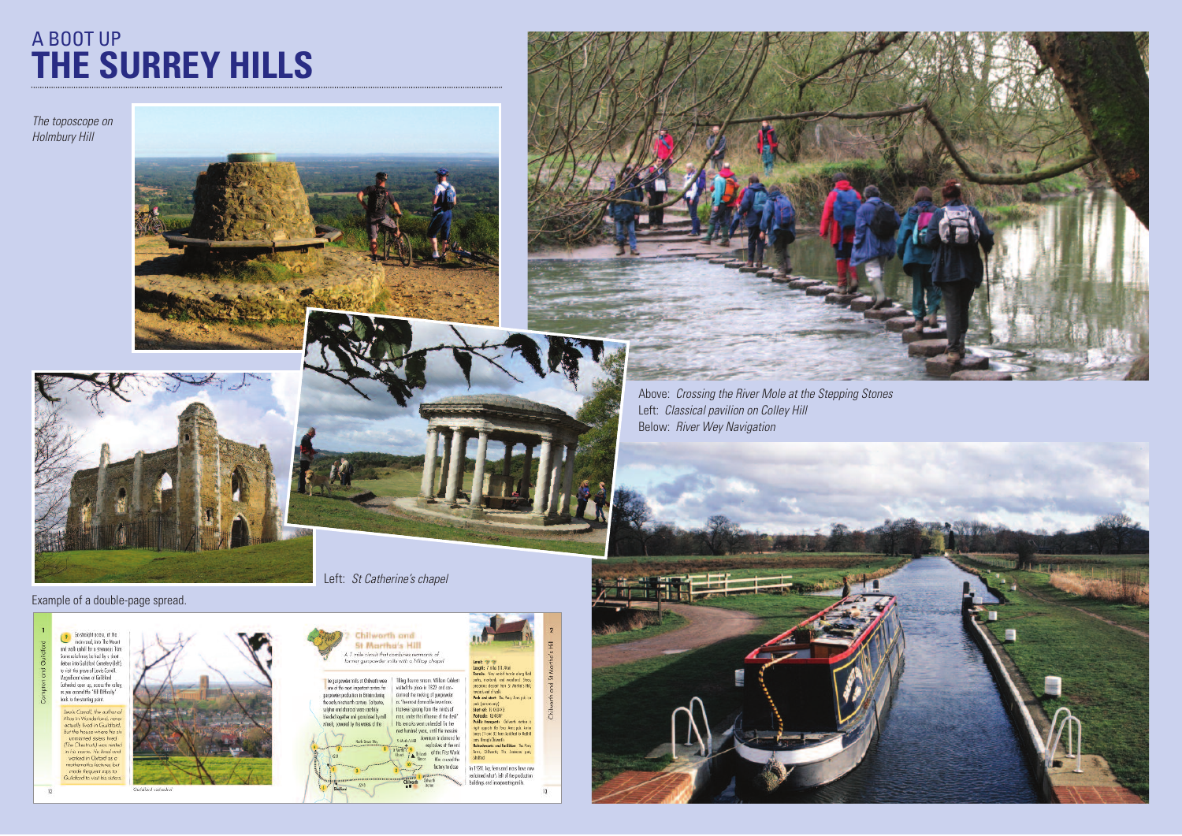A BOOT UP

# THE SURREY HILLS

*The toposcope on Holmbury Hill*

Above: *Crossing the River Mole at the Stepping Stones*
Left: *Classical pavilion on Colley Hill*
Below: *River Wey Navigation*

Left: *St Catherine's chapel*

Example of a double-page spread.